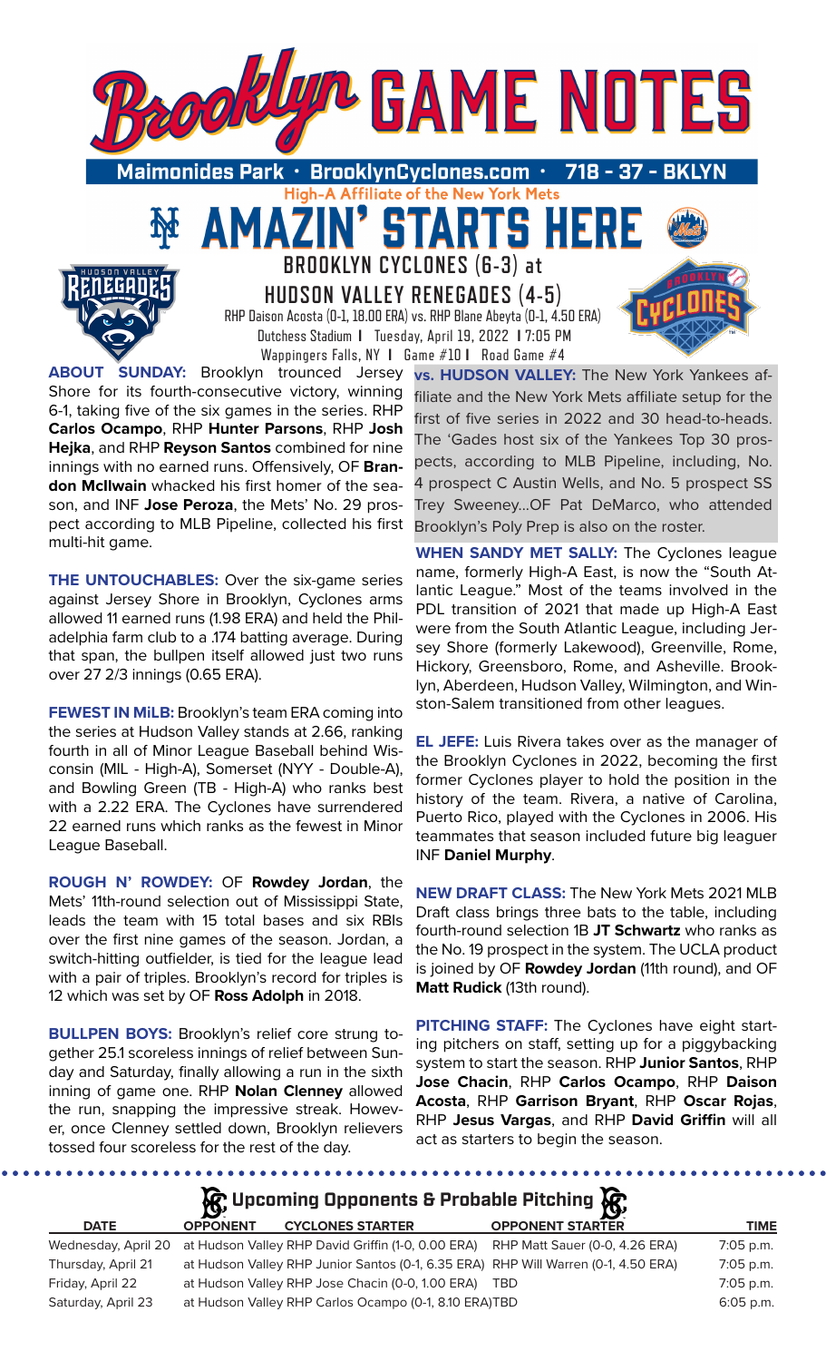# Brooklyn GAME NOTES

**Maimonides Park • BrooklynCyclones.com • 718 - 37 - BKLYN**

High-A Affiliate of the New York Mets

## AMAZIN' STARTS HERE

### BROOKLYN CYCLONES (6-3) at HUDSON VALLEY RENEGADES (4-5)

RHP Daison Acosta (0-1, 18.00 ERA) vs. RHP Blane Abeyta (0-1, 4.50 ERA)

Dutchess Stadium | Tuesday, April 19, 2022 | 7:05 PM

Wappingers Falls, NY | Game #10 | Road Game #4

**ABOUT SUNDAY:** Brooklyn trounced Jersey Shore for its fourth-consecutive victory, winning 6-1, taking five of the six games in the series. RHP **Carlos Ocampo**, RHP **Hunter Parsons**, RHP **Josh Hejka**, and RHP **Reyson Santos** combined for nine innings with no earned runs. Offensively, OF **Brandon McIlwain** whacked his first homer of the season, and INF **Jose Peroza**, the Mets' No. 29 prospect according to MLB Pipeline, collected his first multi-hit game.

**THE UNTOUCHABLES:** Over the six-game series against Jersey Shore in Brooklyn, Cyclones arms allowed 11 earned runs (1.98 ERA) and held the Philadelphia farm club to a .174 batting average. During that span, the bullpen itself allowed just two runs over 27 2/3 innings (0.65 ERA).

**FEWEST IN MiLB:** Brooklyn's team ERA coming into the series at Hudson Valley stands at 2.66, ranking fourth in all of Minor League Baseball behind Wisconsin (MIL - High-A), Somerset (NYY - Double-A), and Bowling Green (TB - High-A) who ranks best with a 2.22 ERA. The Cyclones have surrendered 22 earned runs which ranks as the fewest in Minor League Baseball.

**ROUGH N' ROWDEY:** OF **Rowdey Jordan**, the Mets' 11th-round selection out of Mississippi State, leads the team with 15 total bases and six RBIs over the first nine games of the season. Jordan, a switch-hitting outfielder, is tied for the league lead with a pair of triples. Brooklyn's record for triples is 12 which was set by OF **Ross Adolph** in 2018.

**BULLPEN BOYS:** Brooklyn's relief core strung together 25.1 scoreless innings of relief between Sunday and Saturday, finally allowing a run in the sixth inning of game one. RHP **Nolan Clenney** allowed the run, snapping the impressive streak. However, once Clenney settled down, Brooklyn relievers tossed four scoreless for the rest of the day.

**vs. HUDSON VALLEY:** The New York Yankees affiliate and the New York Mets affiliate setup for the first of five series in 2022 and 30 head-to-heads. The 'Gades host six of the Yankees Top 30 prospects, according to MLB Pipeline, including, No. 4 prospect C Austin Wells, and No. 5 prospect SS Trey Sweeney...OF Pat DeMarco, who attended Brooklyn's Poly Prep is also on the roster.

**WHEN SANDY MET SALLY:** The Cyclones league name, formerly High-A East, is now the "South Atlantic League." Most of the teams involved in the PDL transition of 2021 that made up High-A East were from the South Atlantic League, including Jersey Shore (formerly Lakewood), Greenville, Rome, Hickory, Greensboro, Rome, and Asheville. Brooklyn, Aberdeen, Hudson Valley, Wilmington, and Winston-Salem transitioned from other leagues.

**EL JEFE:** Luis Rivera takes over as the manager of the Brooklyn Cyclones in 2022, becoming the first former Cyclones player to hold the position in the history of the team. Rivera, a native of Carolina, Puerto Rico, played with the Cyclones in 2006. His teammates that season included future big leaguer INF **Daniel Murphy**.

**NEW DRAFT CLASS:** The New York Mets 2021 MLB Draft class brings three bats to the table, including fourth-round selection 1B **JT Schwartz** who ranks as the No. 19 prospect in the system. The UCLA product is joined by OF **Rowdey Jordan** (11th round), and OF **Matt Rudick** (13th round).

**PITCHING STAFF:** The Cyclones have eight starting pitchers on staff, setting up for a piggybacking system to start the season. RHP **Junior Santos**, RHP **Jose Chacin**, RHP **Carlos Ocampo**, RHP **Daison Acosta**, RHP **Garrison Bryant**, RHP **Oscar Rojas**, RHP **Jesus Vargas**, and RHP **David Griffin** will all act as starters to begin the season.

### Upcoming Opponents & Probable Pitching

| DATE | OPPONENT | CYCLONES STARTER | OPPONENT STARTER | TIME |
|---|---|---|---|---|
| Wednesday, April 20 | at Hudson Valley | RHP David Griffin (1-0, 0.00 ERA) | RHP Matt Sauer (0-0, 4.26 ERA) | 7:05 p.m. |
| Thursday, April 21 | at Hudson Valley | RHP Junior Santos (0-1, 6.35 ERA) | RHP Will Warren (0-1, 4.50 ERA) | 7:05 p.m. |
| Friday, April 22 | at Hudson Valley | RHP Jose Chacin (0-0, 1.00 ERA) | TBD | 7:05 p.m. |
| Saturday, April 23 | at Hudson Valley | RHP Carlos Ocampo (0-1, 8.10 ERA) | TBD | 6:05 p.m. |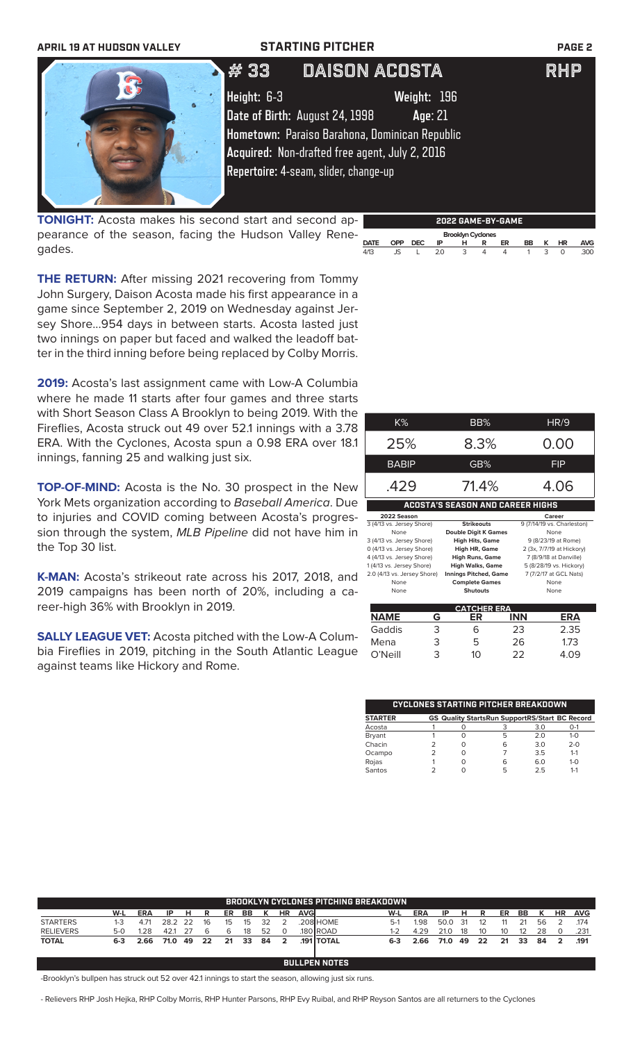# STARTING PITCHER

## # 33 DAISON ACOSTA — RHP

**Height:** 6-3 **Weight:** 196

**Date of Birth:** August 24, 1998 **Age:** 21

**Hometown:** Paraiso Barahona, Dominican Republic

**Acquired:** Non-drafted free agent, July 2, 2016

**Repertoire:** 4-seam, slider, change-up

**TONIGHT:** Acosta makes his second start and second appearance of the season, facing the Hudson Valley Renegades.

### 2022 GAME-BY-GAME

| Brooklyn Cyclones | | | | | | | | | | |
|---|---|---|---|---|---|---|---|---|---|---|
| DATE | OPP | DEC | IP | H | R | ER | BB | K | HR | AVG |
| 4/13 | JS | L | 2.0 | 3 | 4 | 4 | 1 | 3 | 0 | .300 |

**THE RETURN:** After missing 2021 recovering from Tommy John Surgery, Daison Acosta made his first appearance in a game since September 2, 2019 on Wednesday against Jersey Shore...954 days in between starts. Acosta lasted just two innings on paper but faced and walked the leadoff batter in the third inning before being replaced by Colby Morris.

**2019:** Acosta's last assignment came with Low-A Columbia where he made 11 starts after four games and three starts with Short Season Class A Brooklyn to being 2019. With the Fireflies, Acosta struck out 49 over 52.1 innings with a 3.78 ERA. With the Cyclones, Acosta spun a 0.98 ERA over 18.1 innings, fanning 25 and walking just six.

**TOP-OF-MIND:** Acosta is the No. 30 prospect in the New York Mets organization according to *Baseball America*. Due to injuries and COVID coming between Acosta's progression through the system, *MLB Pipeline* did not have him in the Top 30 list.

**K-MAN:** Acosta's strikeout rate across his 2017, 2018, and 2019 campaigns has been north of 20%, including a career-high 36% with Brooklyn in 2019.

**SALLY LEAGUE VET:** Acosta pitched with the Low-A Columbia Fireflies in 2019, pitching in the South Atlantic League against teams like Hickory and Rome.

| K% | BB% | HR/9 |
|---|---|---|
| 25% | 8.3% | 0.00 |
| **BABIP** | **GB%** | **FIP** |
| .429 | 71.4% | 4.06 |

### ACOSTA'S SEASON AND CAREER HIGHS

| 2022 Season | | Career |
|---|---|---|
| 3 (4/13 vs. Jersey Shore) | Strikeouts | 9 (7/14/19 vs. Charleston) |
| None | Double Digit K Games | None |
| 3 (4/13 vs. Jersey Shore) | High Hits, Game | 9 (8/23/19 at Rome) |
| 0 (4/13 vs. Jersey Shore) | High HR, Game | 2 (3x, 7/7/19 at Hickory) |
| 4 (4/13 vs. Jersey Shore) | High Runs, Game | 7 (8/9/18 at Danville) |
| 1 (4/13 vs. Jersey Shore) | High Walks, Game | 5 (8/28/19 vs. Hickory) |
| 2.0 (4/13 vs. Jersey Shore) | Innings Pitched, Game | 7 (7/2/17 at GCL Nats) |
| None | Complete Games | None |
| None | Shutouts | None |

### CATCHER ERA

| NAME | G | ER | INN | ERA |
|---|---|---|---|---|
| Gaddis | 3 | 6 | 23 | 2.35 |
| Mena | 3 | 5 | 26 | 1.73 |
| O'Neill | 3 | 10 | 22 | 4.09 |

### CYCLONES STARTING PITCHER BREAKDOWN

| STARTER | GS | Quality Starts | Run Support | RS/Start | BC Record |
|---|---|---|---|---|---|
| Acosta | 1 | 0 | 3 | 3.0 | 0-1 |
| Bryant | 1 | 0 | 5 | 2.0 | 1-0 |
| Chacin | 2 | 0 | 6 | 3.0 | 2-0 |
| Ocampo | 2 | 0 | 7 | 3.5 | 1-1 |
| Rojas | 1 | 0 | 6 | 6.0 | 1-0 |
| Santos | 2 | 0 | 5 | 2.5 | 1-1 |

### BROOKLYN CYCLONES PITCHING BREAKDOWN

| | W-L | ERA | IP | H | R | ER | BB | K | HR | AVG | | W-L | ERA | IP | H | R | ER | BB | K | HR | AVG |
|---|---|---|---|---|---|---|---|---|---|---|---|---|---|---|---|---|---|---|---|---|---|
| STARTERS | 1-3 | 4.71 | 28.2 | 22 | 16 | 15 | 15 | 32 | 2 | .208 | HOME | 5-1 | 1.98 | 50.0 | 31 | 12 | 11 | 21 | 56 | 2 | .174 |
| RELIEVERS | 5-0 | 1.28 | 42.1 | 27 | 6 | 6 | 18 | 52 | 0 | .180 | ROAD | 1-2 | 4.29 | 21.0 | 18 | 10 | 10 | 12 | 28 | 0 | .231 |
| **TOTAL** | **6-3** | **2.66** | **71.0** | **49** | **22** | **21** | **33** | **84** | **2** | **.191** | **TOTAL** | **6-3** | **2.66** | **71.0** | **49** | **22** | **21** | **33** | **84** | **2** | **.191** |

### BULLPEN NOTES

-Brooklyn's bullpen has struck out 52 over 42.1 innings to start the season, allowing just six runs.

- Relievers RHP Josh Hejka, RHP Colby Morris, RHP Hunter Parsons, RHP Evy Ruibal, and RHP Reyson Santos are all returners to the Cyclones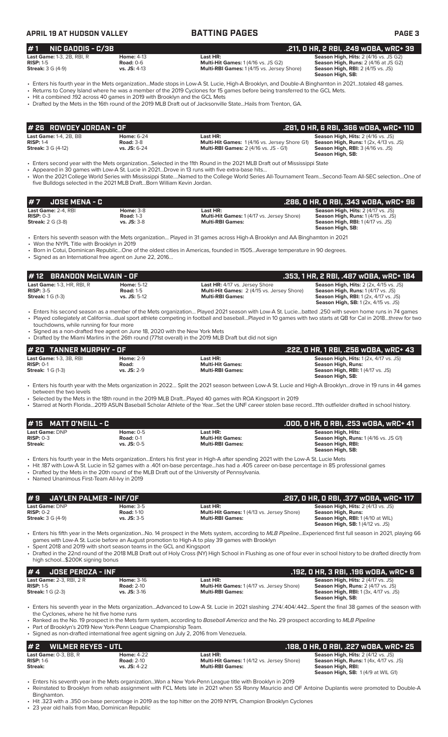## #1 NIC GADDIS - C/3B

**.211, 0 HR, 2 RBI, .249 wOBA, wRC+ 39**

| | | | |
|---|---|---|---|
| **Last Game:** 1-3, 2B, RBI, R | **Home:** 4-13 | **Last HR:** | **Season High, Hits:** 2 (4/16 vs. JS G2) |
| **RISP:** 1-5 | **Road:** 0-6 | **Multi-Hit Games:** 1 (4/16 vs. JS G2) | **Season High, Runs:** 2 (4/16 at JS G2) |
| **Streak:** 3 G (4-9) | **vs. JS:** 4-13 | **Multi-RBI Games:** 1 (4/15 vs. Jersey Shore) | **Season High, RBI:** 2 (4/15 vs. JS) |
| | | | **Season High, SB:** |

- Enters his fourth year in the Mets organization...Made stops in Low-A St. Lucie, High-A Brooklyn, and Double-A Binghamton in 2021...totaled 48 games.
- Returns to Coney Island where he was a member of the 2019 Cyclones for 15 games before being transferred to the GCL Mets.
- Hit a combined .192 across 40 games in 2019 with Brooklyn and the GCL Mets
- Drafted by the Mets in the 16th round of the 2019 MLB Draft out of Jacksonville State...Hails from Trenton, GA.

## # 26 ROWDEY JORDAN - OF

**.281, 0 HR, 6 RBI, .366 wOBA, wRC+ 110**

| | | | |
|---|---|---|---|
| **Last Game:** 1-4, 2B, BB | **Home:** 6-24 | **Last HR:** | **Season High, Hits:** 2 (4/16 vs. JS) |
| **RISP:** 1-4 | **Road:** 3-8 | **Multi-Hit Games:** 1 (4/16 vs. Jersey Shore G1) | **Season High, Runs:** 1 (2x, 4/13 vs. JS) |
| **Streak:** 3 G (4-12) | **vs. JS:** 6-24 | **Multi-RBI Games:** 2 (4/16 vs. JS - G1) | **Season High, RBI:** 3 (4/16 vs. JS) |
| | | | **Season High, SB:** |

- Enters second year with the Mets organization...Selected in the 11th Round in the 2021 MLB Draft out of Mississippi State
- Appeared in 30 games with Low-A St. Lucie in 2021...Drove in 13 runs with five extra-base hits...
- Won the 2021 College World Series with Mississippi State....Named to the College World Series All-Tournament Team...Second-Team All-SEC selection...One of five Bulldogs selected in the 2021 MLB Draft...Born William Kevin Jordan.

## # 7 JOSE MENA - C

**.286, 0 HR, 0 RBI, .343 wOBA, wRC+ 96**

| | | | |
|---|---|---|---|
| **Last Game:** 2-4, RBI | **Home:** 3-8 | **Last HR:** | **Season High, Hits:** 2 (4/17 vs. JS) |
| **RISP:** 0-3 | **Road:** 1-3 | **Multi-Hit Games:** 1 (4/17 vs. Jersey Shore) | **Season High, Runs:** 1 (4/15 vs. JS) |
| **Streak:** 2 G (3-8) | **vs. JS:** 3-8 | **Multi-RBI Games:** | **Season High, RBI:** 1 (4/17 vs. JS) |
| | | | **Season High, SB:** |

- Enters his seventh season with the Mets organization... Played in 31 games across High-A Brooklyn and AA Binghamton in 2021
- Won the NYPL Title with Brooklyn in 2019
- Born in Cotui, Dominican Republic...One of the oldest cities in Americas, founded in 1505...Average temperature in 90 degrees.
- Signed as an International free agent on June 22, 2016...

## # 12 BRANDON McILWAIN - OF

**.353, 1 HR, 2 RBI, .487 wOBA, wRC+ 184**

| | | | |
|---|---|---|---|
| **Last Game:** 1-3, HR, RBI, R | **Home:** 5-12 | **Last HR:** 4/17 vs. Jersey Shore | **Season High, Hits:** 2 (2x, 4/15 vs. JS) |
| **RISP:** 3-5 | **Road:** 1-5 | **Multi-Hit Games:** 2 (4/15 vs. Jersey Shore) | **Season High, Runs:** 1 (4/17 vs. JS) |
| **Streak:** 1 G (1-3) | **vs. JS:** 5-12 | **Multi-RBI Games:** | **Season High, RBI:** 1 (2x, 4/17 vs. JS) |
| | | | **Season High, SB:** 1 (2x, 4/15 vs. JS) |

- Enters his second season as a member of the Mets organization... Played 2021 season with Low-A St. Lucie...batted .250 with seven home runs in 74 games
- Played collegiately at California...dual sport athlete competing in football and baseball...Played in 10 games with two starts at QB for Cal in 2018...threw for two touchdowns, while running for four more
- Signed as a non-drafted free agent on June 18, 2020 with the New York Mets
- Drafted by the Miami Marlins in the 26th round (771st overall) in the 2019 MLB Draft but did not sign

## # 20 TANNER MURPHY - OF

**.222, 0 HR, 1 RBI, .256 wOBA, wRC+ 43**

| | | | |
|---|---|---|---|
| **Last Game:** 1-3, 3B, RBI | **Home:** 2-9 | **Last HR:** | **Season High, Hits:** 1 (2x, 4/15 vs. JS) |
| **RISP:** 0-1 | **Road:** | **Multi-Hit Games:** | **Season High, Runs:** |
| **Streak:** 1 G (1-3) | **vs. JS:** 2-9 | **Multi-RBI Games:** | **Season High, RBI:** 1 (4/17 vs. JS) |
| | | | **Season High, SB:** |

- Enters his fourth year with the Mets organization in 2022... Split the 2021 season between Low-A St. Lucie and High-A Brooklyn...drove in 19 runs in 44 games between the two levels
- Selected by the Mets in the 18th round in the 2019 MLB Draft...Played 40 games with ROA Kingsport in 2019
- Starred at North Florida...2019 ASUN Baseball Scholar Athlete of the Year...Set the UNF career stolen base record...11th outfielder drafted in school history.

## # 15 MATT O'NEILL - C

**.000, 0 HR, 0 RBI, .253 wOBA, wRC+ 41**

| | | | |
|---|---|---|---|
| **Last Game:** DNP | **Home:** 0-5 | **Last HR:** | **Season High, Hits:** |
| **RISP:** 0-3 | **Road:** 0-1 | **Multi-Hit Games:** | **Season High, Runs:** 1 (4/16 vs. JS G1) |
| **Streak:** | **vs. JS:** 0-5 | **Multi-RBI Games:** | **Season High, RBI:** |
| | | | **Season High, SB:** |

- Enters his fourth year in the Mets organization...Enters his first year in High-A after spending 2021 with the Low-A St. Lucie Mets
- Hit .187 with Low-A St. Lucie in 52 games with a .401 on-base percentage...has had a .405 career on-base percentage in 85 professional games
- Drafted by the Mets in the 20th round of the MLB Draft out of the University of Pennsylvania.
- Named Unanimous First-Team All-Ivy in 2019

## # 9 JAYLEN PALMER - INF/OF

**.267, 0 HR, 0 RBI, .377 wOBA, wRC+ 117**

| | | | |
|---|---|---|---|
| **Last Game:** DNP | **Home:** 3-5 | **Last HR:** | **Season High, Hits:** 2 (4/13 vs. JS) |
| **RISP:** 0-2 | **Road:** 1-10 | **Multi-Hit Games:** 1 (4/13 vs. Jersey Shore) | **Season High, Runs:** |
| **Streak:** 3 G (4-9) | **vs. JS:** 3-5 | **Multi-RBI Games:** | **Season High, RBI:** 1 (4/10 at WIL) |
| | | | **Season High, SB:** 1 (4/12 vs. JS) |

- Enters his fifth year in the Mets organization...No. 14 prospect in the Mets system, according to *MLB Pipeline*...Experienced first full season in 2021, playing 66 games with Low-A St. Lucie before an August promotion to High-A to play 39 games with Brooklyn
- Spent 2018 and 2019 with short season teams in the GCL and Kingsport
- Drafted in the 22nd round of the 2018 MLB Draft out of Holy Cross (NY) High School in Flushing as one of four ever in school history to be drafted directly from high school...$200K signing bonus

## # 4 JOSE PEROZA - INF

**.192, 0 HR, 3 RBI, .196 wOBA, wRC+ 6**

| | | | |
|---|---|---|---|
| **Last Game:** 2-3, RBI, 2 R | **Home:** 3-16 | **Last HR:** | **Season High, Hits:** 2 (4/17 vs. JS) |
| **RISP:** 1-5 | **Road:** 2-10 | **Multi-Hit Games:** 1 (4/17 vs. Jersey Shore) | **Season High, Runs:** 2 (4/17 vs. JS) |
| **Streak:** 1 G (2-3) | **vs. JS:** 3-16 | **Multi-RBI Games:** | **Season High, RBI:** 1 (3x, 4/17 vs. JS) |
| | | | **Season High, SB:** |

- Enters his seventh year in the Mets organization...Advanced to Low-A St. Lucie in 2021 slashing .274/.404/.442...Spent the final 38 games of the season with the Cyclones, where he hit five home runs
- Ranked as the No. 19 prospect in the Mets farm system, according to *Baseball America* and the No. 29 prospect according to *MLB Pipeline*
- Part of Brooklyn's 2019 New York-Penn League Championship Team.
- Signed as non-drafted international free agent signing on July 2, 2016 from Venezuela.

## # 2 WILMER REYES - UTL

**.188, 0 HR, 0 RBI, .227 wOBA, wRC+ 25**

| | | | |
|---|---|---|---|
| **Last Game:** 0-3, BB, R | **Home:** 4-22 | **Last HR:** | **Season High, Hits:** 2 (4/12 vs. JS) |
| **RISP:** 1-6 | **Road:** 2-10 | **Multi-Hit Games:** 1 (4/12 vs. Jersey Shore) | **Season High, Runs:** 1 (4x, 4/17 vs. JS) |
| **Streak:** | **vs. JS:** 4-22 | **Multi-RBI Games:** | **Season High, RBI:** |
| | | | **Season High, SB:** 1 (4/9 at WIL G1) |

- Enters his seventh year in the Mets organization...Won a New York-Penn League title with Brooklyn in 2019
- Reinstated to Brooklyn from rehab assignment with FCL Mets late in 2021 when SS Ronny Mauricio and OF Antoine Duplantis were promoted to Double-A Binghamton.
- Hit .323 with a .350 on-base percentage in 2019 as the top hitter on the 2019 NYPL Champion Brooklyn Cyclones
- 23 year old hails from Mao, Dominican Republic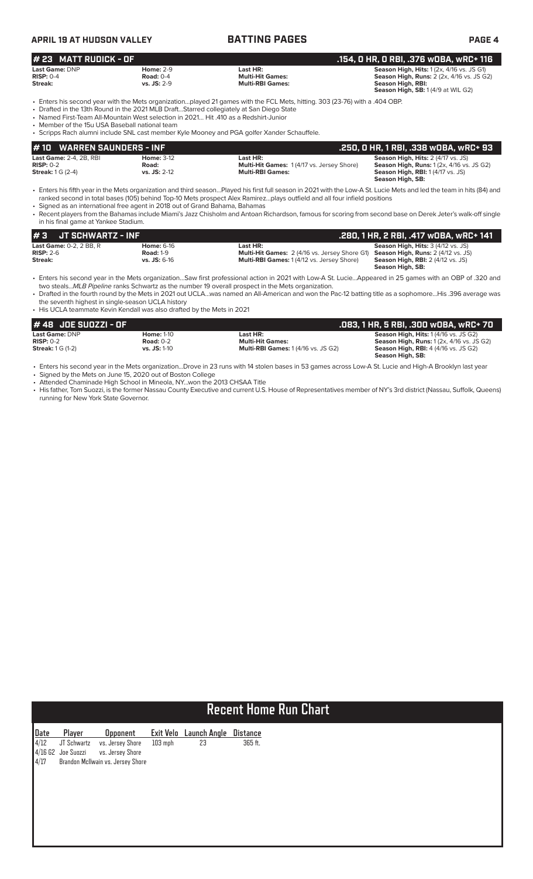## # 23 MATT RUDICK - OF

**.154, 0 HR, 0 RBI, .376 wOBA, wRC+ 116**

| | | | |
|---|---|---|---|
| **Last Game:** DNP | **Home:** 2-9 | **Last HR:** | **Season High, Hits:** 1 (2x, 4/16 vs. JS G1) |
| **RISP:** 0-4 | **Road:** 0-4 | **Multi-Hit Games:** | **Season High, Runs:** 2 (2x, 4/16 vs. JS G2) |
| **Streak:** | **vs. JS:** 2-9 | **Multi-RBI Games:** | **Season High, RBI:** |
| | | | **Season High, SB:** 1 (4/9 at WIL G2) |

- Enters his second year with the Mets organization...played 21 games with the FCL Mets, hitting. 303 (23-76) with a .404 OBP.
- Drafted in the 13th Round in the 2021 MLB Draft...Starred collegiately at San Diego State
- Named First-Team All-Mountain West selection in 2021... Hit .410 as a Redshirt-Junior
- Member of the 15u USA Baseball national team
- Scripps Rach alumni include SNL cast member Kyle Mooney and PGA golfer Xander Schauffele.

## # 10 WARREN SAUNDERS - INF

**.250, 0 HR, 1 RBI, .338 wOBA, wRC+ 93**

| | | | |
|---|---|---|---|
| **Last Game:** 2-4, 2B, RBI | **Home:** 3-12 | **Last HR:** | **Season High, Hits:** 2 (4/17 vs. JS) |
| **RISP:** 0-2 | **Road:** | **Multi-Hit Games:** 1 (4/17 vs. Jersey Shore) | **Season High, Runs:** 1 (2x, 4/16 vs. JS G2) |
| **Streak:** 1 G (2-4) | **vs. JS:** 2-12 | **Multi-RBI Games:** | **Season High, RBI:** 1 (4/17 vs. JS) |
| | | | **Season High, SB:** |

- Enters his fifth year in the Mets organization and third season...Played his first full season in 2021 with the Low-A St. Lucie Mets and led the team in hits (84) and ranked second in total bases (105) behind Top-10 Mets prospect Alex Ramirez...plays outfield and all four infield positions
- Signed as an international free agent in 2018 out of Grand Bahama, Bahamas
- Recent players from the Bahamas include Miami's Jazz Chisholm and Antoan Richardson, famous for scoring from second base on Derek Jeter's walk-off single in his final game at Yankee Stadium.

## # 3 JT SCHWARTZ - INF

**.280, 1 HR, 2 RBI, .417 wOBA, wRC+ 141**

| | | | |
|---|---|---|---|
| **Last Game:** 0-2, 2 BB, R | **Home:** 6-16 | **Last HR:** | **Season High, Hits:** 3 (4/12 vs. JS) |
| **RISP:** 2-6 | **Road:** 1-9 | **Multi-Hit Games:** 2 (4/16 vs. Jersey Shore G1) | **Season High, Runs:** 2 (4/12 vs. JS) |
| **Streak:** | **vs. JS:** 6-16 | **Multi-RBI Games:** 1 (4/12 vs. Jersey Shore) | **Season High, RBI:** 2 (4/12 vs. JS) |
| | | | **Season High, SB:** |

- Enters his second year in the Mets organization...Saw first professional action in 2021 with Low-A St. Lucie...Appeared in 25 games with an OBP of .320 and two steals...*MLB Pipeline* ranks Schwartz as the number 19 overall prospect in the Mets organization.
- Drafted in the fourth round by the Mets in 2021 out UCLA...was named an All-American and won the Pac-12 batting title as a sophomore...His .396 average was the seventh highest in single-season UCLA history
- His UCLA teammate Kevin Kendall was also drafted by the Mets in 2021

## # 48 JOE SUOZZI - OF

**.083, 1 HR, 5 RBI, .300 wOBA, wRC+ 70**

| | | | |
|---|---|---|---|
| **Last Game:** DNP | **Home:** 1-10 | **Last HR:** | **Season High, Hits:** 1 (4/16 vs. JS G2) |
| **RISP:** 0-2 | **Road:** 0-2 | **Multi-Hit Games:** | **Season High, Runs:** 1 (2x, 4/16 vs. JS G2) |
| **Streak:** 1 G (1-2) | **vs. JS:** 1-10 | **Multi-RBI Games:** 1 (4/16 vs. JS G2) | **Season High, RBI:** 4 (4/16 vs. JS G2) |
| | | | **Season High, SB:** |

- Enters his second year in the Mets organization...Drove in 23 runs with 14 stolen bases in 53 games across Low-A St. Lucie and High-A Brooklyn last year
- Signed by the Mets on June 15, 2020 out of Boston College
- Attended Chaminade High School in Mineola, NY...won the 2013 CHSAA Title
- His father, Tom Suozzi, is the former Nassau County Executive and current U.S. House of Representatives member of NY's 3rd district (Nassau, Suffolk, Queens) running for New York State Governor.

## Recent Home Run Chart

| Date | Player | Opponent | Exit Velo | Launch Angle | Distance |
|---|---|---|---|---|---|
| 4/12 | JT Schwartz | vs. Jersey Shore | 103 mph | 23 | 365 ft. |
| 4/16 G2 | Joe Suozzi | vs. Jersey Shore | | | |
| 4/17 | Brandon McIlwain vs. Jersey Shore | | | | |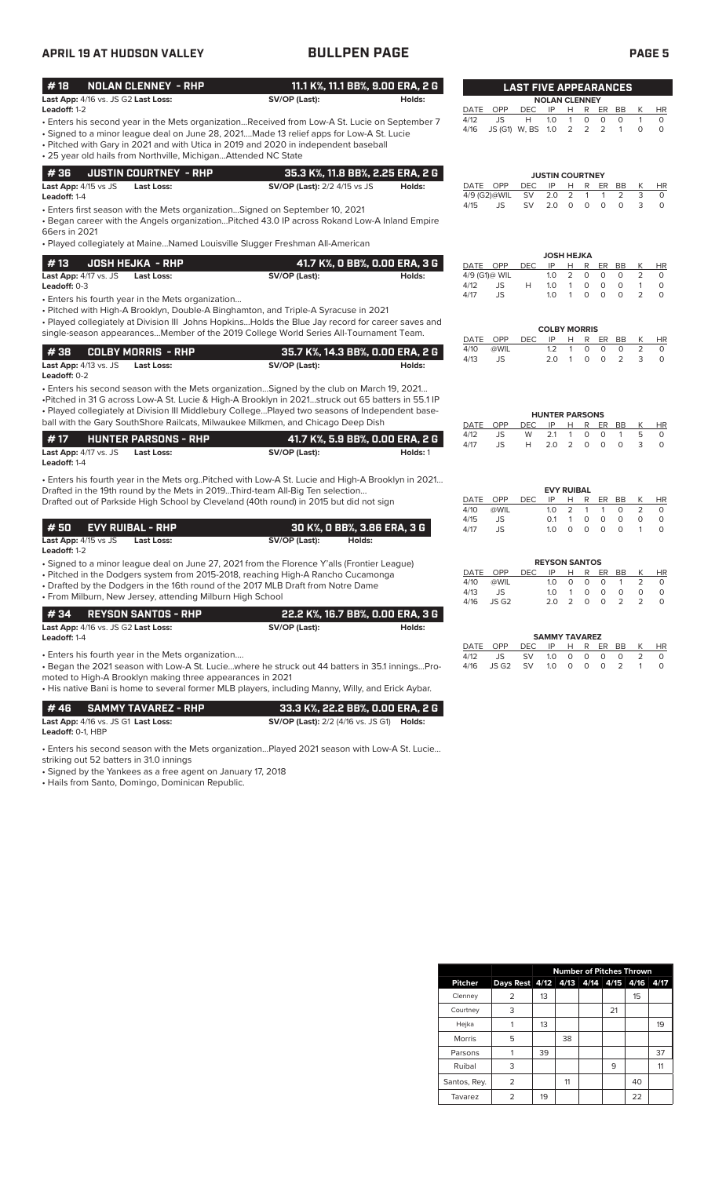# APRIL 19 AT HUDSON VALLEY — BULLPEN PAGE

## #18 NOLAN CLENNEY - RHP — 11.1 K%, 11.1 BB%, 9.00 ERA, 2 G

**Last App:** 4/16 vs. JS G2 **Last Loss:** **SV/OP (Last):** **Holds:**
**Leadoff:** 1-2

- Enters his second year in the Mets organization...Received from Low-A St. Lucie on September 7
- Signed to a minor league deal on June 28, 2021....Made 13 relief apps for Low-A St. Lucie
- Pitched with Gary in 2021 and with Utica in 2019 and 2020 in independent baseball
- 25 year old hails from Northville, Michigan...Attended NC State

## #36 JUSTIN COURTNEY - RHP — 35.3 K%, 11.8 BB%, 2.25 ERA, 2 G

**Last App:** 4/15 vs JS **Last Loss:** **SV/OP (Last):** 2/2 4/15 vs JS **Holds:**
**Leadoff:** 1-4

- Enters first season with the Mets organization...Signed on September 10, 2021
- Began career with the Angels organization...Pitched 43.0 IP across Rokand Low-A Inland Empire 66ers in 2021
- Played collegiately at Maine...Named Louisville Slugger Freshman All-American

## #13 JOSH HEJKA - RHP — 41.7 K%, 0 BB%, 0.00 ERA, 3 G

**Last App:** 4/17 vs. JS **Last Loss:** **SV/OP (Last):** **Holds:**
**Leadoff:** 0-3

- Enters his fourth year in the Mets organization...
- Pitched with High-A Brooklyn, Double-A Binghamton, and Triple-A Syracuse in 2021
- Played collegiately at Division III Johns Hopkins...Holds the Blue Jay record for career saves and single-season appearances...Member of the 2019 College World Series All-Tournament Team.

## #38 COLBY MORRIS - RHP — 35.7 K%, 14.3 BB%, 0.00 ERA, 2 G

**Last App:** 4/13 vs. JS **Last Loss:** **SV/OP (Last):** **Holds:**
**Leadoff:** 0-2

- Enters his second season with the Mets organization...Signed by the club on March 19, 2021...
- Pitched in 31 G across Low-A St. Lucie & High-A Brooklyn in 2021...struck out 65 batters in 55.1 IP
- Played collegiately at Division III Middlebury College...Played two seasons of Independent baseball with the Gary SouthShore Railcats, Milwaukee Milkmen, and Chicago Deep Dish

## #17 HUNTER PARSONS - RHP — 41.7 K%, 5.9 BB%, 0.00 ERA, 2 G

**Last App:** 4/17 vs. JS **Last Loss:** **SV/OP (Last):** **Holds:** 1
**Leadoff:** 1-4

- Enters his fourth year in the Mets org..Pitched with Low-A St. Lucie and High-A Brooklyn in 2021... Drafted in the 19th round by the Mets in 2019...Third-team All-Big Ten selection... Drafted out of Parkside High School by Cleveland (40th round) in 2015 but did not sign

## #50 EVY RUIBAL - RHP — 30 K%, 0 BB%, 3.86 ERA, 3 G

**Last App:** 4/15 vs JS **Last Loss:** **SV/OP (Last):** **Holds:**
**Leadoff:** 1-2

- Signed to a minor league deal on June 27, 2021 from the Florence Y'alls (Frontier League)
- Pitched in the Dodgers system from 2015-2018, reaching High-A Rancho Cucamonga
- Drafted by the Dodgers in the 16th round of the 2017 MLB Draft from Notre Dame
- From Milburn, New Jersey, attending Milburn High School

## #34 REYSON SANTOS - RHP — 22.2 K%, 16.7 BB%, 0.00 ERA, 3 G

**Last App:** 4/16 vs. JS G2 **Last Loss:** **SV/OP (Last):** **Holds:**
**Leadoff:** 1-4

- Enters his fourth year in the Mets organization....
- Began the 2021 season with Low-A St. Lucie...where he struck out 44 batters in 35.1 innings...Promoted to High-A Brooklyn making three appearances in 2021
- His native Bani is home to several former MLB players, including Manny, Willy, and Erick Aybar.

## #46 SAMMY TAVAREZ - RHP — 33.3 K%, 22.2 BB%, 0.00 ERA, 2 G

**Last App:** 4/16 vs. JS G1 **Last Loss:** **SV/OP (Last):** 2/2 (4/16 vs. JS G1) **Holds:**
**Leadoff:** 0-1, HBP

- Enters his second season with the Mets organization...Played 2021 season with Low-A St. Lucie... striking out 52 batters in 31.0 innings
- Signed by the Yankees as a free agent on January 17, 2018
- Hails from Santo, Domingo, Dominican Republic.

## LAST FIVE APPEARANCES

**NOLAN CLENNEY**

| DATE | OPP | DEC | IP | H | R | ER | BB | K | HR |
|---|---|---|---|---|---|---|---|---|---|
| 4/12 | JS | H | 1.0 | 1 | 0 | 0 | 0 | 1 | 0 |
| 4/16 | JS (G1) | W, BS | 1.0 | 2 | 2 | 2 | 1 | 0 | 0 |

**JUSTIN COURTNEY**

| DATE | OPP | DEC | IP | H | R | ER | BB | K | HR |
|---|---|---|---|---|---|---|---|---|---|
| 4/9 (G2) | @WIL | SV | 2.0 | 2 | 1 | 1 | 2 | 3 | 0 |
| 4/15 | JS | SV | 2.0 | 0 | 0 | 0 | 0 | 3 | 0 |

**JOSH HEJKA**

| DATE | OPP | DEC | IP | H | R | ER | BB | K | HR |
|---|---|---|---|---|---|---|---|---|---|
| 4/9 (G1) | @ WIL | | 1.0 | 2 | 0 | 0 | 0 | 2 | 0 |
| 4/12 | JS | H | 1.0 | 1 | 0 | 0 | 0 | 1 | 0 |
| 4/17 | JS | | 1.0 | 1 | 0 | 0 | 0 | 2 | 0 |

**COLBY MORRIS**

| DATE | OPP | DEC | IP | H | R | ER | BB | K | HR |
|---|---|---|---|---|---|---|---|---|---|
| 4/10 | @WIL | | 1.2 | 1 | 0 | 0 | 0 | 2 | 0 |
| 4/13 | JS | | 2.0 | 1 | 0 | 0 | 2 | 3 | 0 |

**HUNTER PARSONS**

| DATE | OPP | DEC | IP | H | R | ER | BB | K | HR |
|---|---|---|---|---|---|---|---|---|---|
| 4/12 | JS | W | 2.1 | 1 | 0 | 0 | 1 | 5 | 0 |
| 4/17 | JS | H | 2.0 | 2 | 0 | 0 | 0 | 3 | 0 |

**EVY RUIBAL**

| DATE | OPP | DEC | IP | H | R | ER | BB | K | HR |
|---|---|---|---|---|---|---|---|---|---|
| 4/10 | @WIL | | 1.0 | 2 | 1 | 1 | 0 | 2 | 0 |
| 4/15 | JS | | 0.1 | 1 | 0 | 0 | 0 | 0 | 0 |
| 4/17 | JS | | 1.0 | 0 | 0 | 0 | 0 | 1 | 0 |

**REYSON SANTOS**

| DATE | OPP | DEC | IP | H | R | ER | BB | K | HR |
|---|---|---|---|---|---|---|---|---|---|
| 4/10 | @WIL | | 1.0 | 0 | 0 | 0 | 1 | 2 | 0 |
| 4/13 | JS | | 1.0 | 1 | 0 | 0 | 0 | 0 | 0 |
| 4/16 | JS G2 | | 2.0 | 2 | 0 | 0 | 2 | 2 | 0 |

**SAMMY TAVAREZ**

| DATE | OPP | DEC | IP | H | R | ER | BB | K | HR |
|---|---|---|---|---|---|---|---|---|---|
| 4/12 | JS | SV | 1.0 | 0 | 0 | 0 | 0 | 2 | 0 |
| 4/16 | JS G2 | SV | 1.0 | 0 | 0 | 0 | 2 | 1 | 0 |

## Number of Pitches Thrown

| Pitcher | Days Rest | 4/12 | 4/13 | 4/14 | 4/15 | 4/16 | 4/17 |
|---|---|---|---|---|---|---|---|
| Clenney | 2 | 13 | | | | 15 | |
| Courtney | 3 | | | | 21 | | |
| Hejka | 1 | 13 | | | | | 19 |
| Morris | 5 | | 38 | | | | |
| Parsons | 1 | 39 | | | | | 37 |
| Ruibal | 3 | | | | 9 | | 11 |
| Santos, Rey. | 2 | | 11 | | | 40 | |
| Tavarez | 2 | 19 | | | | 22 | |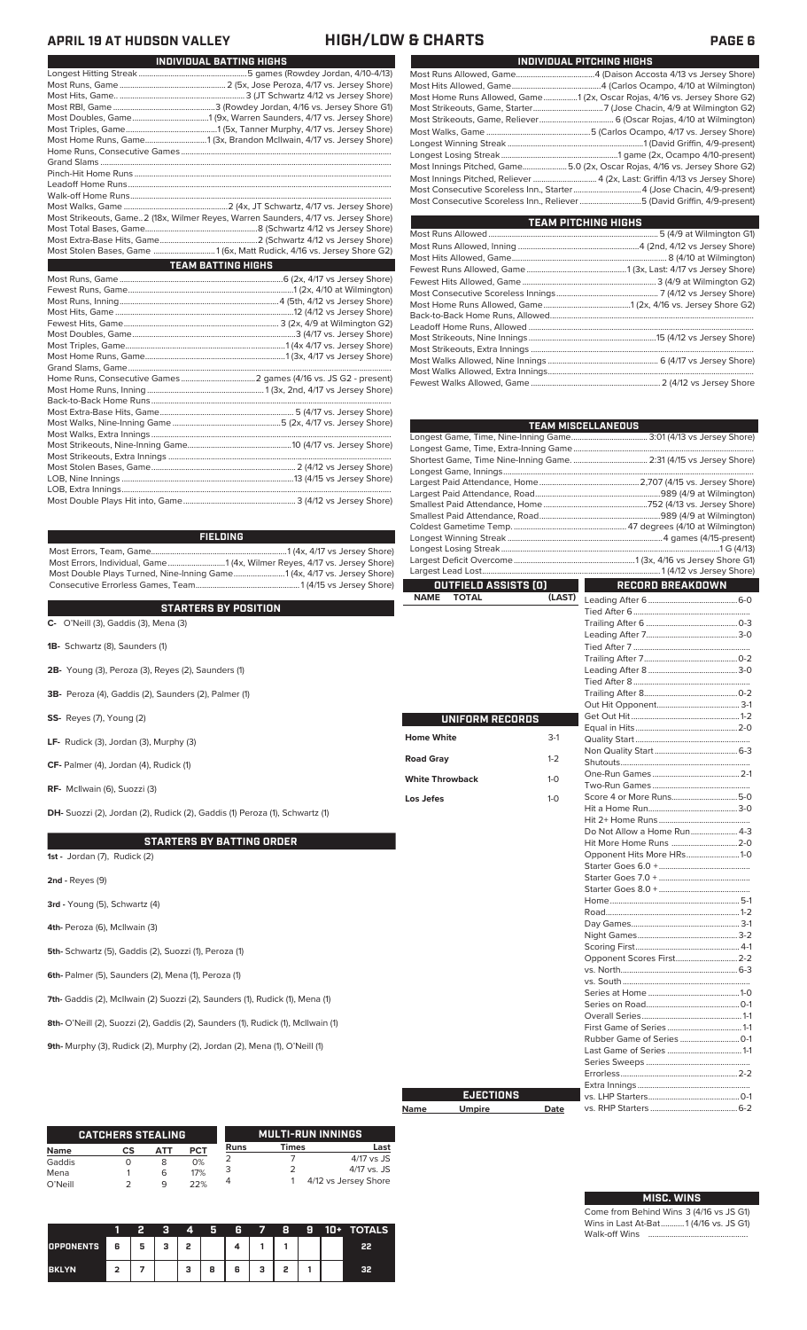## APRIL 19 AT HUDSON VALLEY — HIGH/LOW & CHARTS

### INDIVIDUAL BATTING HIGHS

| | |
|---|---|
| Longest Hitting Streak | 5 games (Rowdey Jordan, 4/10-4/13) |
| Most Runs, Game | 2 (5x, Jose Peroza, 4/17 vs. Jersey Shore) |
| Most Hits, Game | 3 (JT Schwartz 4/12 vs Jersey Shore) |
| Most RBI, Game | 3 (Rowdey Jordan, 4/16 vs. Jersey Shore G1) |
| Most Doubles, Game | 1 (9x, Warren Saunders, 4/17 vs. Jersey Shore) |
| Most Triples, Game | 1 (5x, Tanner Murphy, 4/17 vs. Jersey Shore) |
| Most Home Runs, Game | 1 (3x, Brandon McIlwain, 4/17 vs. Jersey Shore) |
| Home Runs, Consecutive Games | |
| Grand Slams | |
| Pinch-Hit Home Runs | |
| Leadoff Home Runs | |
| Walk-off Home Runs | |
| Most Walks, Game | 2 (4x, JT Schwartz, 4/17 vs. Jersey Shore) |
| Most Strikeouts, Game | 2 (18x, Wilmer Reyes, Warren Saunders, 4/17 vs. Jersey Shore) |
| Most Total Bases, Game | 8 (Schwartz 4/12 vs Jersey Shore) |
| Most Extra-Base Hits, Game | 2 (Schwartz 4/12 vs Jersey Shore) |
| Most Stolen Bases, Game | 1 (6x, Matt Rudick, 4/16 vs. Jersey Shore G2) |

### TEAM BATTING HIGHS

| | |
|---|---|
| Most Runs, Game | 6 (2x, 4/17 vs Jersey Shore) |
| Fewest Runs, Game | 1 (2x, 4/10 at Wilmington) |
| Most Runs, Inning | 4 (5th, 4/12 vs Jersey Shore) |
| Most Hits, Game | 12 (4/12 vs Jersey Shore) |
| Fewest Hits, Game | 3 (2x, 4/9 at Wilmington G2) |
| Most Doubles, Game | 3 (4/17 vs. Jersey Shore) |
| Most Triples, Game | 1 (4x 4/17 vs. Jersey Shore) |
| Most Home Runs, Game | 1 (3x, 4/17 vs. Jersey Shore) |
| Grand Slams, Game | |
| Home Runs, Consecutive Games | 2 games (4/16 vs. JS G2 - present) |
| Most Home Runs, Inning | 1 (3x, 2nd, 4/17 vs. Jersey Shore) |
| Back-to-Back Home Runs | |
| Most Extra-Base Hits, Game | 5 (4/17 vs. Jersey Shore) |
| Most Walks, Nine-Inning Game | 5 (2x, 4/17 vs. Jersey Shore) |
| Most Walks, Extra Innings | |
| Most Strikeouts, Nine-Inning Game | 10 (4/17 vs. Jersey Shore) |
| Most Strikeouts, Extra Innings | |
| Most Stolen Bases, Game | 2 (4/12 vs Jersey Shore) |
| LOB, Nine Innings | 13 (4/15 vs Jersey Shore) |
| LOB, Extra Innings | |
| Most Double Plays Hit into, Game | 3 (4/12 vs Jersey Shore) |

### FIELDING

| | |
|---|---|
| Most Errors, Team, Game | 1 (4x, 4/17 vs Jersey Shore) |
| Most Errors, Individual, Game | 1 (4x, Wilmer Reyes, 4/17 vs. Jersey Shore) |
| Most Double Plays Turned, Nine-Inning Game | 1 (4x, 4/17 vs. Jersey Shore) |
| Consecutive Errorless Games, Team | 1 (4/15 vs Jersey Shore) |

### STARTERS BY POSITION

**C-** O'Neill (3), Gaddis (3), Mena (3)

**1B-** Schwartz (8), Saunders (1)

**2B-** Young (3), Peroza (3), Reyes (2), Saunders (1)

**3B-** Peroza (4), Gaddis (2), Saunders (2), Palmer (1)

**SS-** Reyes (7), Young (2)

**LF-** Rudick (3), Jordan (3), Murphy (3)

**CF-** Palmer (4), Jordan (4), Rudick (1)

**RF-** McIlwain (6), Suozzi (3)

**DH-** Suozzi (2), Jordan (2), Rudick (2), Gaddis (1) Peroza (1), Schwartz (1)

### STARTERS BY BATTING ORDER

**1st -** Jordan (7), Rudick (2)

**2nd -** Reyes (9)

**3rd -** Young (5), Schwartz (4)

**4th-** Peroza (6), McIlwain (3)

**5th-** Schwartz (5), Gaddis (2), Suozzi (1), Peroza (1)

**6th-** Palmer (5), Saunders (2), Mena (1), Peroza (1)

**7th-** Gaddis (2), McIlwain (2) Suozzi (2), Saunders (1), Rudick (1), Mena (1)

**8th-** O'Neill (2), Suozzi (2), Gaddis (2), Saunders (1), Rudick (1), McIlwain (1)

**9th-** Murphy (3), Rudick (2), Murphy (2), Jordan (2), Mena (1), O'Neill (1)

### CATCHERS STEALING

| Name | CS | ATT | PCT |
|---|---|---|---|
| Gaddis | 0 | 8 | 0% |
| Mena | 1 | 6 | 17% |
| O'Neill | 2 | 9 | 22% |

### MULTI-RUN INNINGS

| Runs | Times | Last |
|---|---|---|
| 2 | 7 | 4/17 vs JS |
| 3 | 2 | 4/17 vs. JS |
| 4 | 1 | 4/12 vs Jersey Shore |

| | 1 | 2 | 3 | 4 | 5 | 6 | 7 | 8 | 9 | 10+ | TOTALS |
|---|---|---|---|---|---|---|---|---|---|---|---|
| OPPONENTS | 6 | 5 | 3 | 2 | | 4 | 1 | 1 | | | 22 |
| BKLYN | 2 | 7 | | 3 | 8 | 6 | 3 | 2 | 1 | | 32 |

### INDIVIDUAL PITCHING HIGHS

| | |
|---|---|
| Most Runs Allowed, Game | 4 (Daison Accosta 4/13 vs Jersey Shore) |
| Most Hits Allowed, Game | 4 (Carlos Ocampo, 4/10 at Wilmington) |
| Most Home Runs Allowed, Game | 1 (2x, Oscar Rojas, 4/16 vs. Jersey Shore G2) |
| Most Strikeouts, Game, Starter | 7 (Jose Chacin, 4/9 at Wilmington G2) |
| Most Strikeouts, Game, Reliever | 6 (Oscar Rojas, 4/10 at Wilmington) |
| Most Walks, Game | 5 (Carlos Ocampo, 4/17 vs. Jersey Shore) |
| Longest Winning Streak | 1 (David Griffin, 4/9-present) |
| Longest Losing Streak | 1 game (2x, Ocampo 4/10-present) |
| Most Innings Pitched, Game | 5.0 (2x, Oscar Rojas, 4/16 vs. Jersey Shore G2) |
| Most Innings Pitched, Reliever | 4 (2x, Last: Griffin 4/13 vs Jersey Shore) |
| Most Consecutive Scoreless Inn., Starter | 4 (Jose Chacin, 4/9-present) |
| Most Consecutive Scoreless Inn., Reliever | 5 (David Griffin, 4/9-present) |

### TEAM PITCHING HIGHS

| | |
|---|---|
| Most Runs Allowed | 5 (4/9 at Wilmington G1) |
| Most Runs Allowed, Inning | 4 (2nd, 4/12 vs Jersey Shore) |
| Most Hits Allowed, Game | 8 (4/10 at Wilmington) |
| Fewest Runs Allowed, Game | 1 (3x, Last: 4/17 vs Jersey Shore) |
| Fewest Hits Allowed, Game | 3 (4/9 at Wilmington G2) |
| Most Consecutive Scoreless Innings | 7 (4/12 vs Jersey Shore) |
| Most Home Runs Allowed, Game | 1 (2x, 4/16 vs. Jersey Shore G2) |
| Back-to-Back Home Runs, Allowed | |
| Leadoff Home Runs, Allowed | |
| Most Strikeouts, Nine Innings | 15 (4/12 vs Jersey Shore) |
| Most Strikeouts, Extra Innings | |
| Most Walks Allowed, Nine Innings | 6 (4/17 vs. Jersey Shore) |
| Most Walks Allowed, Extra Innings | |
| Fewest Walks Allowed, Game | 2 (4/12 vs Jersey Shore |

### TEAM MISCELLANEOUS

| | |
|---|---|
| Longest Game, Time, Nine-Inning Game | 3:01 (4/13 vs Jersey Shore) |
| Longest Game, Time, Extra-Inning Game | |
| Shortest Game, Time Nine-Inning Game | 2:31 (4/15 vs. Jersey Shore) |
| Longest Game, Innings | |
| Largest Paid Attendance, Home | 2,707 (4/15 vs. Jersey Shore) |
| Largest Paid Attendance, Road | 989 (4/9 at Wilmington) |
| Smallest Paid Attendance, Home | 752 (4/13 vs. Jersey Shore) |
| Smallest Paid Attendance, Road | 989 (4/9 at Wilmington) |
| Coldest Gametime Temp. | 47 degrees (4/10 at Wilmington) |
| Longest Winning Streak | 4 games (4/15-present) |
| Longest Losing Streak | 1 G (4/13) |
| Largest Deficit Overcome | 1 (3x, 4/16 vs. Jersey Shore G1) |
| Largest Lead Lost | 1 (4/12 vs Jersey Shore) |

### OUTFIELD ASSISTS (0)

| NAME | TOTAL | (LAST) |
|---|---|---|

### UNIFORM RECORDS

| | |
|---|---|
| Home White | 3-1 |
| Road Gray | 1-2 |
| White Throwback | 1-0 |
| Los Jefes | 1-0 |

### EJECTIONS

| Name | Umpire | Date |
|---|---|---|

### RECORD BREAKDOWN

| | |
|---|---|
| Leading After 6 | 6-0 |
| Tied After 6 | |
| Trailing After 6 | 0-3 |
| Leading After 7 | 3-0 |
| Tied After 7 | |
| Trailing After 7 | 0-2 |
| Leading After 8 | 3-0 |
| Tied After 8 | |
| Trailing After 8 | 0-2 |
| Out Hit Opponent | 3-1 |
| Get Out Hit | 1-2 |
| Equal in Hits | 2-0 |
| Quality Start | |
| Non Quality Start | 6-3 |
| Shutouts | |
| One-Run Games | 2-1 |
| Two-Run Games | |
| Score 4 or More Runs | 5-0 |
| Hit a Home Run | 3-0 |
| Hit 2+ Home Runs | |
| Do Not Allow a Home Run | 4-3 |
| Hit More Home Runs | 2-0 |
| Opponent Hits More HRs | 1-0 |
| Starter Goes 6.0 + | |
| Starter Goes 7.0 + | |
| Starter Goes 8.0 + | |
| Home | 5-1 |
| Road | 1-2 |
| Day Games | 3-1 |
| Night Games | 3-2 |
| Scoring First | 4-1 |
| Opponent Scores First | 2-2 |
| vs. North | 6-3 |
| vs. South | |
| Series at Home | 1-0 |
| Series on Road | 0-1 |
| Overall Series | 1-1 |
| First Game of Series | 1-1 |
| Rubber Game of Series | 0-1 |
| Last Game of Series | 1-1 |
| Series Sweeps | |
| Errorless | 2-2 |
| Extra Innings | |
| vs. LHP Starters | 0-1 |
| vs. RHP Starters | 6-2 |

### MISC. WINS

| | |
|---|---|
| Come from Behind Wins | 3 (4/16 vs JS G1) |
| Wins in Last At-Bat | 1 (4/16 vs. JS G1) |
| Walk-off Wins | |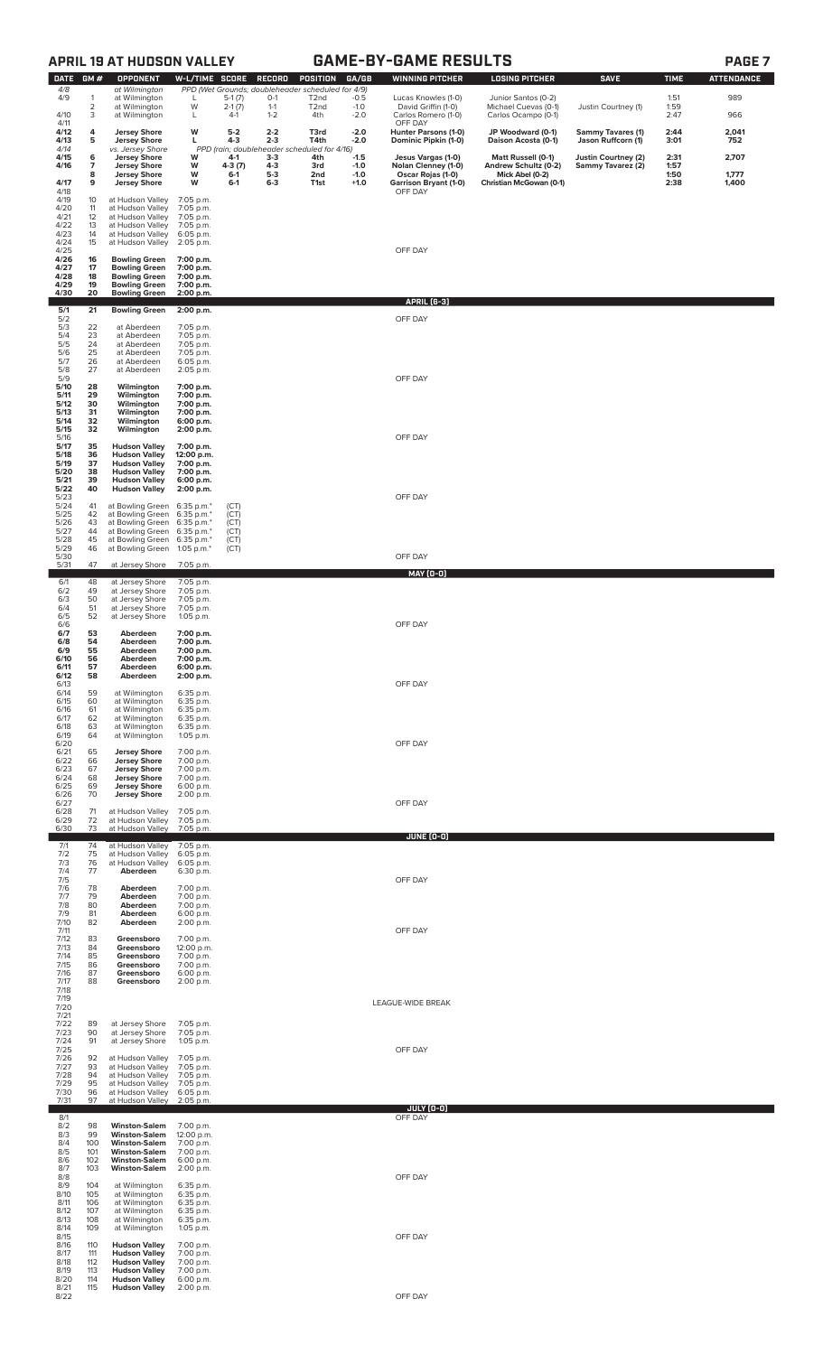## APRIL 19 AT HUDSON VALLEY — GAME-BY-GAME RESULTS

| DATE | GM # | OPPONENT | W-L/TIME | SCORE | RECORD | POSITION | GA/GB | WINNING PITCHER | LOSING PITCHER | SAVE | TIME | ATTENDANCE |
|---|---|---|---|---|---|---|---|---|---|---|---|---|
| 4/8 | | at Wilmington | PPD (Wet Grounds; doubleheader scheduled for 4/9) | | | | | | | | | |
| 4/9 | 1 | at Wilmington | L | 5-1 (7) | 0-1 | T2nd | -0.5 | Lucas Knowles (1-0) | Junior Santos (0-2) | | 1:51 | 989 |
| | 2 | at Wilmington | W | 2-1 (7) | 1-1 | T2nd | -1.0 | David Griffin (1-0) | Michael Cuevas (0-1) | Justin Courtney (1) | 1:59 | |
| 4/10 | 3 | at Wilmington | L | 4-1 | 1-2 | 4th | -2.0 | Carlos Romero (1-0) | Carlos Ocampo (0-1) | | 2:47 | 966 |
| 4/11 | | | | | | | | OFF DAY | | | | |
| **4/12** | **4** | **Jersey Shore** | **W** | **5-2** | **2-2** | **T3rd** | **-2.0** | **Hunter Parsons (1-0)** | **JP Woodward (0-1)** | **Sammy Tavares (1)** | **2:44** | **2,041** |
| **4/13** | **5** | **Jersey Shore** | **L** | **4-3** | **2-3** | **T4th** | **-2.0** | **Dominic Pipkin (1-0)** | **Daison Acosta (0-1)** | **Jason Ruffcorn (1)** | **3:01** | **752** |
| 4/14 | | vs. Jersey Shore | PPD (rain; doubleheader scheduled for 4/16) | | | | | | | | | |
| **4/15** | **6** | **Jersey Shore** | **W** | **4-1** | **3-3** | **4th** | **-1.5** | **Jesus Vargas (1-0)** | **Matt Russell (0-1)** | **Justin Courtney (2)** | **2:31** | **2,707** |
| **4/16** | **7** | **Jersey Shore** | **W** | **4-3 (7)** | **4-3** | **3rd** | **-1.0** | **Nolan Clenney (1-0)** | **Andrew Schultz (0-2)** | **Sammy Tavarez (2)** | **1:57** | |
| | **8** | **Jersey Shore** | **W** | **6-1** | **5-3** | **2nd** | **-1.0** | **Oscar Rojas (1-0)** | **Mick Abel (0-2)** | | **1:50** | **1,777** |
| **4/17** | **9** | **Jersey Shore** | **W** | **6-1** | **6-3** | **T1st** | **+1.0** | **Garrison Bryant (1-0)** | **Christian McGowan (0-1)** | | **2:38** | **1,400** |
| 4/18 | | | | | | | | OFF DAY | | | | |
| 4/19 | 10 | at Hudson Valley | 7:05 p.m. | | | | | | | | | |
| 4/20 | 11 | at Hudson Valley | 7:05 p.m. | | | | | | | | | |
| 4/21 | 12 | at Hudson Valley | 7:05 p.m. | | | | | | | | | |
| 4/22 | 13 | at Hudson Valley | 7:05 p.m. | | | | | | | | | |
| 4/23 | 14 | at Hudson Valley | 6:05 p.m. | | | | | | | | | |
| 4/24 | 15 | at Hudson Valley | 2:05 p.m. | | | | | | | | | |
| 4/25 | | | | | | | | OFF DAY | | | | |
| **4/26** | **16** | **Bowling Green** | **7:00 p.m.** | | | | | | | | | |
| **4/27** | **17** | **Bowling Green** | **7:00 p.m.** | | | | | | | | | |
| **4/28** | **18** | **Bowling Green** | **7:00 p.m.** | | | | | | | | | |
| **4/29** | **19** | **Bowling Green** | **7:00 p.m.** | | | | | | | | | |
| **4/30** | **20** | **Bowling Green** | **2:00 p.m.** | | | | | | | | | |
| | | | | | | | | **APRIL (6-3)** | | | | |
| **5/1** | **21** | **Bowling Green** | **2:00 p.m.** | | | | | | | | | |
| 5/2 | | | | | | | | OFF DAY | | | | |
| 5/3 | 22 | at Aberdeen | 7:05 p.m. | | | | | | | | | |
| 5/4 | 23 | at Aberdeen | 7:05 p.m. | | | | | | | | | |
| 5/5 | 24 | at Aberdeen | 7:05 p.m. | | | | | | | | | |
| 5/6 | 25 | at Aberdeen | 7:05 p.m. | | | | | | | | | |
| 5/7 | 26 | at Aberdeen | 6:05 p.m. | | | | | | | | | |
| 5/8 | 27 | at Aberdeen | 2:05 p.m. | | | | | | | | | |
| 5/9 | | | | | | | | OFF DAY | | | | |
| **5/10** | **28** | **Wilmington** | **7:00 p.m.** | | | | | | | | | |
| **5/11** | **29** | **Wilmington** | **7:00 p.m.** | | | | | | | | | |
| **5/12** | **30** | **Wilmington** | **7:00 p.m.** | | | | | | | | | |
| **5/13** | **31** | **Wilmington** | **7:00 p.m.** | | | | | | | | | |
| **5/14** | **32** | **Wilmington** | **6:00 p.m.** | | | | | | | | | |
| **5/15** | **32** | **Wilmington** | **2:00 p.m.** | | | | | | | | | |
| 5/16 | | | | | | | | OFF DAY | | | | |
| **5/17** | **35** | **Hudson Valley** | **7:00 p.m.** | | | | | | | | | |
| **5/18** | **36** | **Hudson Valley** | **12:00 p.m.** | | | | | | | | | |
| **5/19** | **37** | **Hudson Valley** | **7:00 p.m.** | | | | | | | | | |
| **5/20** | **38** | **Hudson Valley** | **7:00 p.m.** | | | | | | | | | |
| **5/21** | **39** | **Hudson Valley** | **6:00 p.m.** | | | | | | | | | |
| **5/22** | **40** | **Hudson Valley** | **2:00 p.m.** | | | | | | | | | |
| 5/23 | | | | | | | | OFF DAY | | | | |
| 5/24 | 41 | at Bowling Green | 6:35 p.m.* | (CT) | | | | | | | | |
| 5/25 | 42 | at Bowling Green | 6:35 p.m.* | (CT) | | | | | | | | |
| 5/26 | 43 | at Bowling Green | 6:35 p.m.* | (CT) | | | | | | | | |
| 5/27 | 44 | at Bowling Green | 6:35 p.m.* | (CT) | | | | | | | | |
| 5/28 | 45 | at Bowling Green | 6:35 p.m.* | (CT) | | | | | | | | |
| 5/29 | 46 | at Bowling Green | 1:05 p.m.* | (CT) | | | | | | | | |
| 5/30 | | | | | | | | OFF DAY | | | | |
| 5/31 | 47 | at Jersey Shore | 7:05 p.m. | | | | | | | | | |
| | | | | | | | | **MAY (0-0)** | | | | |
| 6/1 | 48 | at Jersey Shore | 7:05 p.m. | | | | | | | | | |
| 6/2 | 49 | at Jersey Shore | 7:05 p.m. | | | | | | | | | |
| 6/3 | 50 | at Jersey Shore | 7:05 p.m. | | | | | | | | | |
| 6/4 | 51 | at Jersey Shore | 7:05 p.m. | | | | | | | | | |
| 6/5 | 52 | at Jersey Shore | 1:05 p.m. | | | | | | | | | |
| 6/6 | | | | | | | | OFF DAY | | | | |
| **6/7** | **53** | **Aberdeen** | **7:00 p.m.** | | | | | | | | | |
| **6/8** | **54** | **Aberdeen** | **7:00 p.m.** | | | | | | | | | |
| **6/9** | **55** | **Aberdeen** | **7:00 p.m.** | | | | | | | | | |
| **6/10** | **56** | **Aberdeen** | **7:00 p.m.** | | | | | | | | | |
| **6/11** | **57** | **Aberdeen** | **6:00 p.m.** | | | | | | | | | |
| **6/12** | **58** | **Aberdeen** | **2:00 p.m.** | | | | | | | | | |
| 6/13 | | | | | | | | OFF DAY | | | | |
| 6/14 | 59 | at Wilmington | 6:35 p.m. | | | | | | | | | |
| 6/15 | 60 | at Wilmington | 6:35 p.m. | | | | | | | | | |
| 6/16 | 61 | at Wilmington | 6:35 p.m. | | | | | | | | | |
| 6/17 | 62 | at Wilmington | 6:35 p.m. | | | | | | | | | |
| 6/18 | 63 | at Wilmington | 6:35 p.m. | | | | | | | | | |
| 6/19 | 64 | at Wilmington | 1:05 p.m. | | | | | | | | | |
| 6/20 | | | | | | | | OFF DAY | | | | |
| 6/21 | 65 | **Jersey Shore** | 7:00 p.m. | | | | | | | | | |
| 6/22 | 66 | **Jersey Shore** | 7:00 p.m. | | | | | | | | | |
| 6/23 | 67 | **Jersey Shore** | 7:00 p.m. | | | | | | | | | |
| 6/24 | 68 | **Jersey Shore** | 7:00 p.m. | | | | | | | | | |
| 6/25 | 69 | **Jersey Shore** | 6:00 p.m. | | | | | | | | | |
| 6/26 | 70 | **Jersey Shore** | 2:00 p.m. | | | | | | | | | |
| 6/27 | | | | | | | | OFF DAY | | | | |
| 6/28 | 71 | at Hudson Valley | 7:05 p.m. | | | | | | | | | |
| 6/29 | 72 | at Hudson Valley | 7:05 p.m. | | | | | | | | | |
| 6/30 | 73 | at Hudson Valley | 7:05 p.m. | | | | | | | | | |
| | | | | | | | | **JUNE (0-0)** | | | | |
| 7/1 | 74 | at Hudson Valley | 7:05 p.m. | | | | | | | | | |
| 7/2 | 75 | at Hudson Valley | 6:05 p.m. | | | | | | | | | |
| 7/3 | 76 | at Hudson Valley | 6:05 p.m. | | | | | | | | | |
| 7/4 | 77 | **Aberdeen** | 6:30 p.m. | | | | | | | | | |
| 7/5 | | | | | | | | OFF DAY | | | | |
| 7/6 | 78 | **Aberdeen** | 7:00 p.m. | | | | | | | | | |
| 7/7 | 79 | **Aberdeen** | 7:00 p.m. | | | | | | | | | |
| 7/8 | 80 | **Aberdeen** | 7:00 p.m. | | | | | | | | | |
| 7/9 | 81 | **Aberdeen** | 6:00 p.m. | | | | | | | | | |
| 7/10 | 82 | **Aberdeen** | 2:00 p.m. | | | | | | | | | |
| 7/11 | | | | | | | | OFF DAY | | | | |
| 7/12 | 83 | **Greensboro** | 7:00 p.m. | | | | | | | | | |
| 7/13 | 84 | **Greensboro** | 12:00 p.m. | | | | | | | | | |
| 7/14 | 85 | **Greensboro** | 7:00 p.m. | | | | | | | | | |
| 7/15 | 86 | **Greensboro** | 7:00 p.m. | | | | | | | | | |
| 7/16 | 87 | **Greensboro** | 6:00 p.m. | | | | | | | | | |
| 7/17 | 88 | **Greensboro** | 2:00 p.m. | | | | | | | | | |
| 7/18 | | | | | | | | | | | | |
| 7/19 | | | | | | | | LEAGUE-WIDE BREAK | | | | |
| 7/20 | | | | | | | | | | | | |
| 7/21 | | | | | | | | | | | | |
| 7/22 | 89 | at Jersey Shore | 7:05 p.m. | | | | | | | | | |
| 7/23 | 90 | at Jersey Shore | 7:05 p.m. | | | | | | | | | |
| 7/24 | 91 | at Jersey Shore | 1:05 p.m. | | | | | | | | | |
| 7/25 | | | | | | | | OFF DAY | | | | |
| 7/26 | 92 | at Hudson Valley | 7:05 p.m. | | | | | | | | | |
| 7/27 | 93 | at Hudson Valley | 7:05 p.m. | | | | | | | | | |
| 7/28 | 94 | at Hudson Valley | 7:05 p.m. | | | | | | | | | |
| 7/29 | 95 | at Hudson Valley | 7:05 p.m. | | | | | | | | | |
| 7/30 | 96 | at Hudson Valley | 6:05 p.m. | | | | | | | | | |
| 7/31 | 97 | at Hudson Valley | 2:05 p.m. | | | | | | | | | |
| | | | | | | | | **JULY (0-0)** | | | | |
| 8/1 | | | | | | | | OFF DAY | | | | |
| 8/2 | 98 | **Winston-Salem** | 7:00 p.m. | | | | | | | | | |
| 8/3 | 99 | **Winston-Salem** | 12:00 p.m. | | | | | | | | | |
| 8/4 | 100 | **Winston-Salem** | 7:00 p.m. | | | | | | | | | |
| 8/5 | 101 | **Winston-Salem** | 7:00 p.m. | | | | | | | | | |
| 8/6 | 102 | **Winston-Salem** | 6:00 p.m. | | | | | | | | | |
| 8/7 | 103 | **Winston-Salem** | 2:00 p.m. | | | | | | | | | |
| 8/8 | | | | | | | | OFF DAY | | | | |
| 8/9 | 104 | at Wilmington | 6:35 p.m. | | | | | | | | | |
| 8/10 | 105 | at Wilmington | 6:35 p.m. | | | | | | | | | |
| 8/11 | 106 | at Wilmington | 6:35 p.m. | | | | | | | | | |
| 8/12 | 107 | at Wilmington | 6:35 p.m. | | | | | | | | | |
| 8/13 | 108 | at Wilmington | 6:35 p.m. | | | | | | | | | |
| 8/14 | 109 | at Wilmington | 1:05 p.m. | | | | | | | | | |
| 8/15 | | | | | | | | OFF DAY | | | | |
| 8/16 | 110 | **Hudson Valley** | 7:00 p.m. | | | | | | | | | |
| 8/17 | 111 | **Hudson Valley** | 7:00 p.m. | | | | | | | | | |
| 8/18 | 112 | **Hudson Valley** | 7:00 p.m. | | | | | | | | | |
| 8/19 | 113 | **Hudson Valley** | 7:00 p.m. | | | | | | | | | |
| 8/20 | 114 | **Hudson Valley** | 6:00 p.m. | | | | | | | | | |
| 8/21 | 115 | **Hudson Valley** | 2:00 p.m. | | | | | | | | | |
| 8/22 | | | | | | | | OFF DAY | | | | |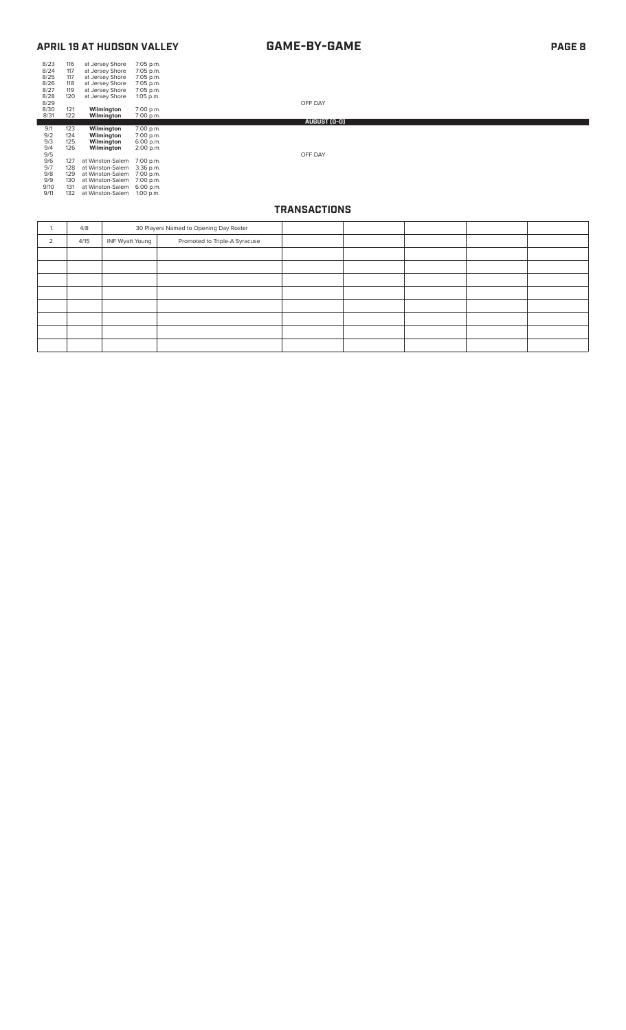## GAME-BY-GAME

| | | | | |
|---|---|---|---|---|
| 8/23 | 116 | at Jersey Shore | 7:05 p.m. | |
| 8/24 | 117 | at Jersey Shore | 7:05 p.m. | |
| 8/25 | 117 | at Jersey Shore | 7:05 p.m. | |
| 8/26 | 118 | at Jersey Shore | 7:05 p.m. | |
| 8/27 | 119 | at Jersey Shore | 7:05 p.m. | |
| 8/28 | 120 | at Jersey Shore | 1:05 p.m. | |
| 8/29 | | | | OFF DAY |
| 8/30 | 121 | **Wilmington** | 7:00 p.m. | |
| 8/31 | 122 | **Wilmington** | 7:00 p.m. | |

**AUGUST (0-0)**

| | | | | |
|---|---|---|---|---|
| 9/1 | 123 | **Wilmington** | 7:00 p.m. | |
| 9/2 | 124 | **Wilmington** | 7:00 p.m. | |
| 9/3 | 125 | **Wilmington** | 6:00 p.m. | |
| 9/4 | 126 | **Wilmington** | 2:00 p.m. | |
| 9/5 | | | | OFF DAY |
| 9/6 | 127 | at Winston-Salem | 7:00 p.m. | |
| 9/7 | 128 | at Winston-Salem | 3:36 p.m. | |
| 9/8 | 129 | at Winston-Salem | 7:00 p.m. | |
| 9/9 | 130 | at Winston-Salem | 7:00 p.m. | |
| 9/10 | 131 | at Winston-Salem | 6:00 p.m. | |
| 9/11 | 132 | at Winston-Salem | 1:00 p.m. | |

## TRANSACTIONS

| | | | | | | | | |
|---|---|---|---|---|---|---|---|---|
| 1. | 4/8 | 30 Players Named to Opening Day Roster | | | | | | |
| 2. | 4/15 | INF Wyatt Young | Promoted to Triple-A Syracuse | | | | | |
| | | | | | | | | |
| | | | | | | | | |
| | | | | | | | | |
| | | | | | | | | |
| | | | | | | | | |
| | | | | | | | | |
| | | | | | | | | |
| | | | | | | | | |